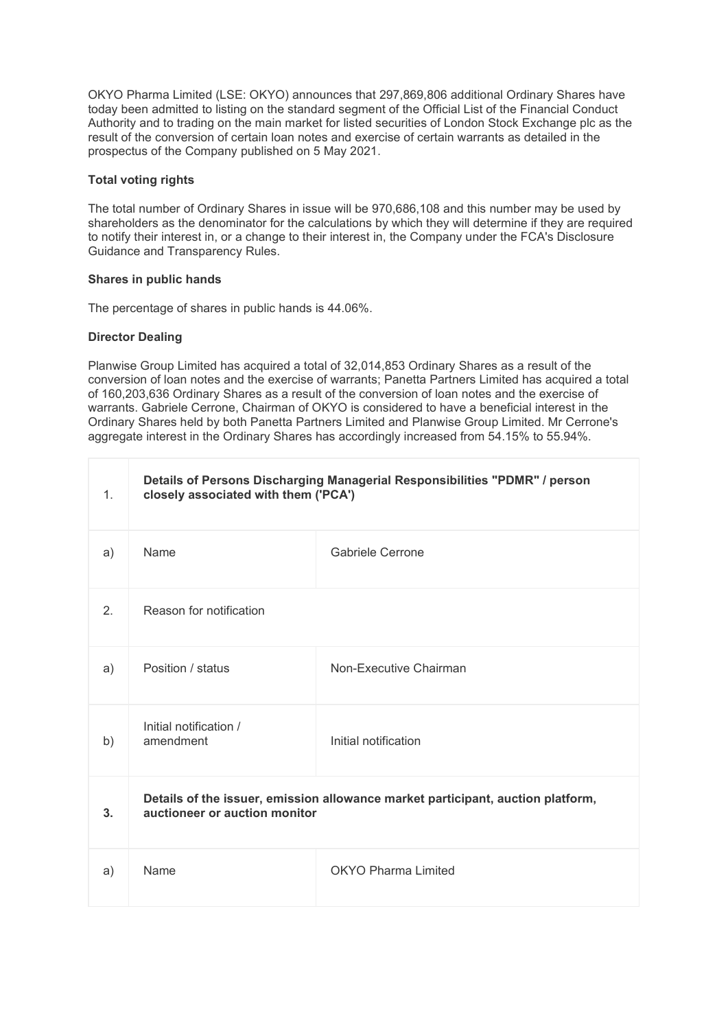OKYO Pharma Limited (LSE: OKYO) announces that 297,869,806 additional Ordinary Shares have today been admitted to listing on the standard segment of the Official List of the Financial Conduct Authority and to trading on the main market for listed securities of London Stock Exchange plc as the result of the conversion of certain loan notes and exercise of certain warrants as detailed in the prospectus of the Company published on 5 May 2021.

**Total voting rights**

The total number of Ordinary Shares in issue will be 970,686,108 and this number may be used by shareholders as the denominator for the calculations by which they will determine if they are required to notify their interest in, or a change to their interest in, the Company under the FCA's Disclosure Guidance and Transparency Rules.

**Shares in public hands**

The percentage of shares in public hands is 44.06%.

**Director Dealing**

Planwise Group Limited has acquired a total of 32,014,853 Ordinary Shares as a result of the conversion of loan notes and the exercise of warrants; Panetta Partners Limited has acquired a total of 160,203,636 Ordinary Shares as a result of the conversion of loan notes and the exercise of warrants. Gabriele Cerrone, Chairman of OKYO is considered to have a beneficial interest in the Ordinary Shares held by both Panetta Partners Limited and Planwise Group Limited. Mr Cerrone's aggregate interest in the Ordinary Shares has accordingly increased from 54.15% to 55.94%.

| | | |
|---|---|---|
| 1. | **Details of Persons Discharging Managerial Responsibilities "PDMR" / person closely associated with them ('PCA')** | |
| a) | Name | Gabriele Cerrone |
| 2. | Reason for notification | |
| a) | Position / status | Non-Executive Chairman |
| b) | Initial notification / amendment | Initial notification |
| **3.** | **Details of the issuer, emission allowance market participant, auction platform, auctioneer or auction monitor** | |
| a) | Name | OKYO Pharma Limited |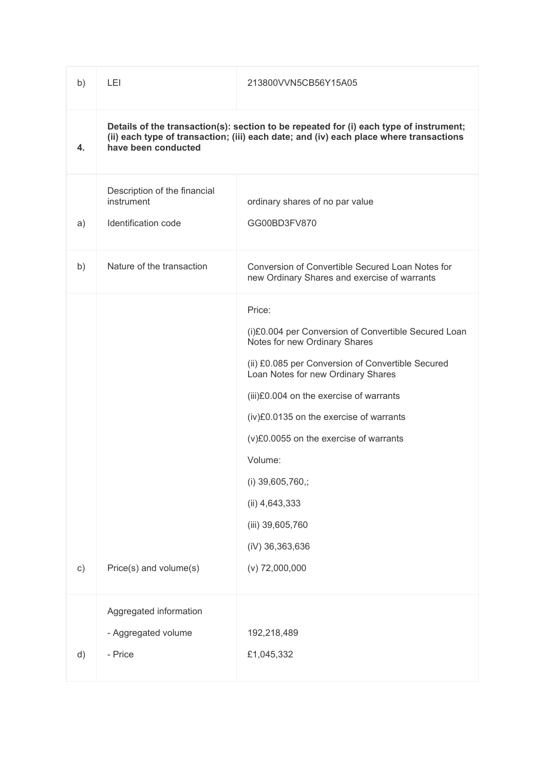| b) | LEI | 213800VVN5CB56Y15A05 |
|---|---|---|
| **4.** | **Details of the transaction(s): section to be repeated for (i) each type of instrument; (ii) each type of transaction; (iii) each date; and (iv) each place where transactions have been conducted** | |
| a) | Description of the financial instrument<br><br>Identification code | ordinary shares of no par value<br><br>GG00BD3FV870 |
| b) | Nature of the transaction | Conversion of Convertible Secured Loan Notes for new Ordinary Shares and exercise of warrants |
| c) | Price(s) and volume(s) | Price:<br><br>(i)£0.004 per Conversion of Convertible Secured Loan Notes for new Ordinary Shares<br><br>(ii) £0.085 per Conversion of Convertible Secured Loan Notes for new Ordinary Shares<br><br>(iii)£0.004 on the exercise of warrants<br><br>(iv)£0.0135 on the exercise of warrants<br><br>(v)£0.0055 on the exercise of warrants<br><br>Volume:<br><br>(i) 39,605,760,;<br><br>(ii) 4,643,333<br><br>(iii) 39,605,760<br><br>(iV) 36,363,636<br><br>(v) 72,000,000 |
| d) | Aggregated information<br><br>- Aggregated volume<br><br>- Price | <br><br>192,218,489<br><br>£1,045,332 |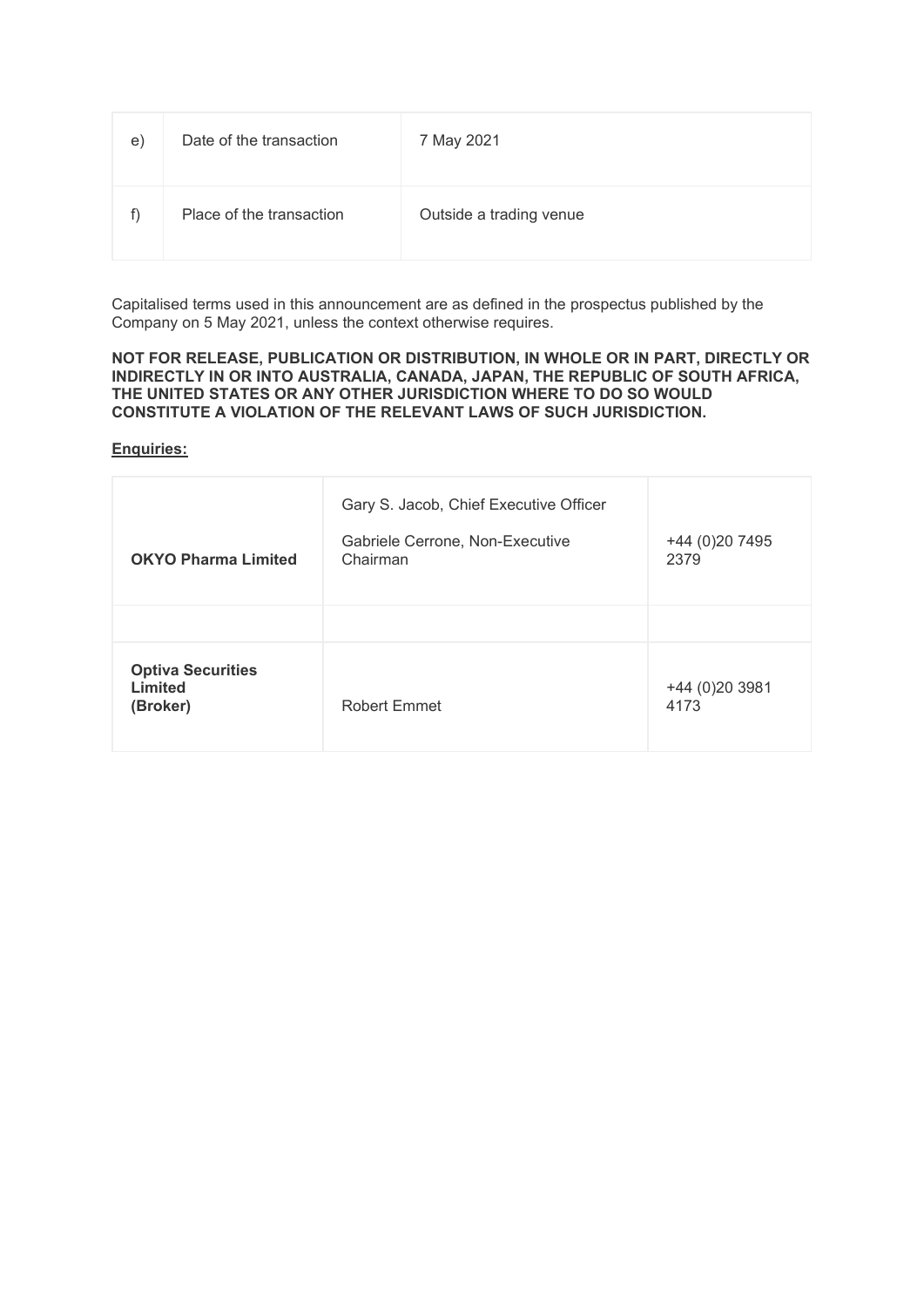| | | |
|---|---|---|
| e) | Date of the transaction | 7 May 2021 |
| f) | Place of the transaction | Outside a trading venue |

Capitalised terms used in this announcement are as defined in the prospectus published by the Company on 5 May 2021, unless the context otherwise requires.

**NOT FOR RELEASE, PUBLICATION OR DISTRIBUTION, IN WHOLE OR IN PART, DIRECTLY OR INDIRECTLY IN OR INTO AUSTRALIA, CANADA, JAPAN, THE REPUBLIC OF SOUTH AFRICA, THE UNITED STATES OR ANY OTHER JURISDICTION WHERE TO DO SO WOULD CONSTITUTE A VIOLATION OF THE RELEVANT LAWS OF SUCH JURISDICTION.**

**Enquiries:**

| | | |
|---|---|---|
| **OKYO Pharma Limited** | Gary S. Jacob, Chief Executive Officer<br>Gabriele Cerrone, Non-Executive Chairman | +44 (0)20 7495 2379 |
| | | |
| **Optiva Securities Limited (Broker)** | Robert Emmet | +44 (0)20 3981 4173 |